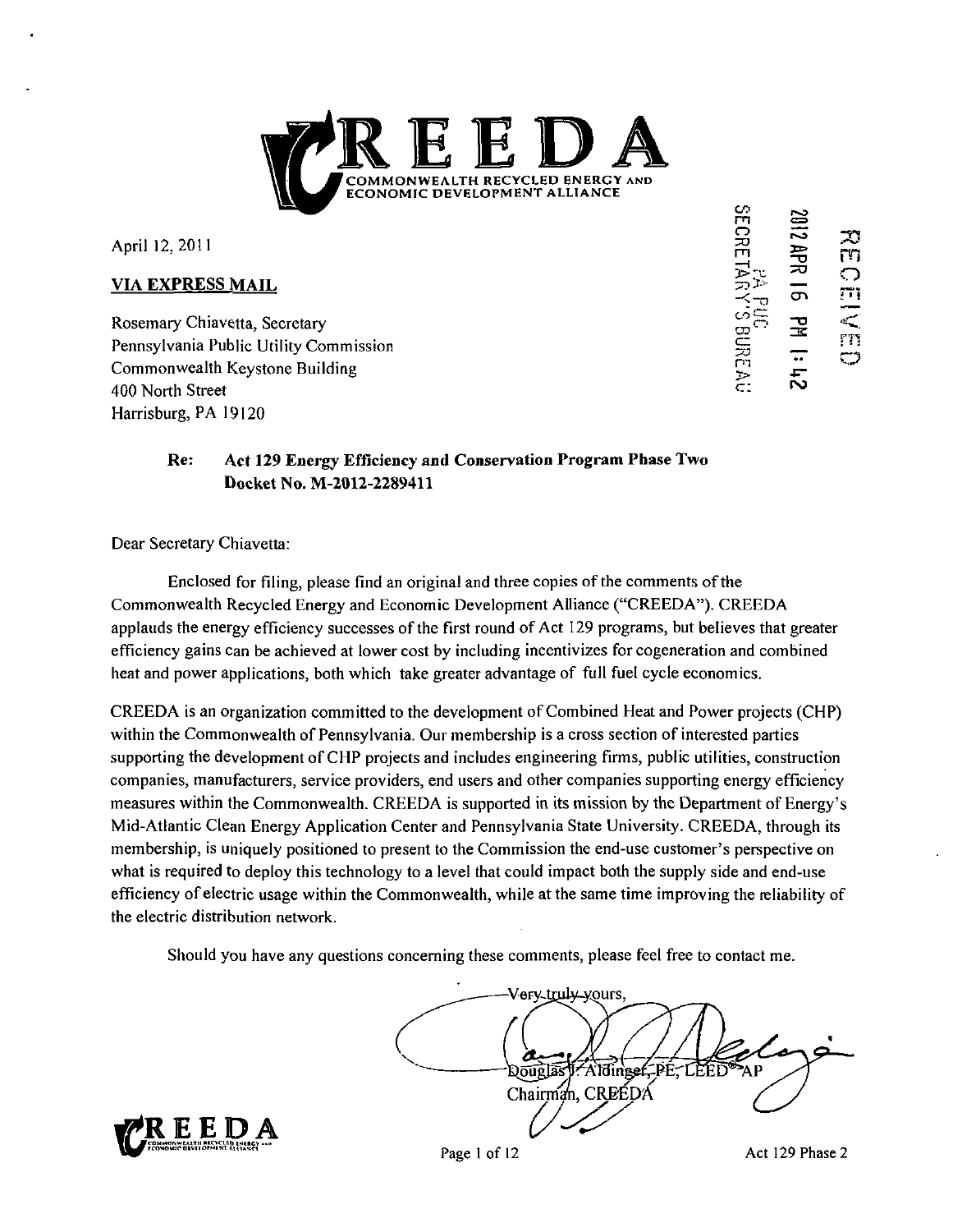# CREEDA

COMMONWEALTH RECYCLED ENERGY AND ECONOMIC DEVELOPMENT ALLIANCE

RECEIVED

2012 APR 16 PM 1:42

PA PUC SECRETARY'S BUREAU

April 12, 2011

**VIA EXPRESS MAIL**

Rosemary Chiavetta, Secretary
Pennsylvania Public Utility Commission
Commonwealth Keystone Building
400 North Street
Harrisburg, PA 19120

**Re: Act 129 Energy Efficiency and Conservation Program Phase Two**
**Docket No. M-2012-2289411**

Dear Secretary Chiavetta:

Enclosed for filing, please find an original and three copies of the comments of the Commonwealth Recycled Energy and Economic Development Alliance ("CREEDA"). CREEDA applauds the energy efficiency successes of the first round of Act 129 programs, but believes that greater efficiency gains can be achieved at lower cost by including incentivizes for cogeneration and combined heat and power applications, both which take greater advantage of full fuel cycle economics.

CREEDA is an organization committed to the development of Combined Heat and Power projects (CHP) within the Commonwealth of Pennsylvania. Our membership is a cross section of interested parties supporting the development of CHP projects and includes engineering firms, public utilities, construction companies, manufacturers, service providers, end users and other companies supporting energy efficiency measures within the Commonwealth. CREEDA is supported in its mission by the Department of Energy's Mid-Atlantic Clean Energy Application Center and Pennsylvania State University. CREEDA, through its membership, is uniquely positioned to present to the Commission the end-use customer's perspective on what is required to deploy this technology to a level that could impact both the supply side and end-use efficiency of electric usage within the Commonwealth, while at the same time improving the reliability of the electric distribution network.

Should you have any questions concerning these comments, please feel free to contact me.

Very truly yours,

Douglas J. Aldinger, PE, LEED® AP
Chairman, CREEDA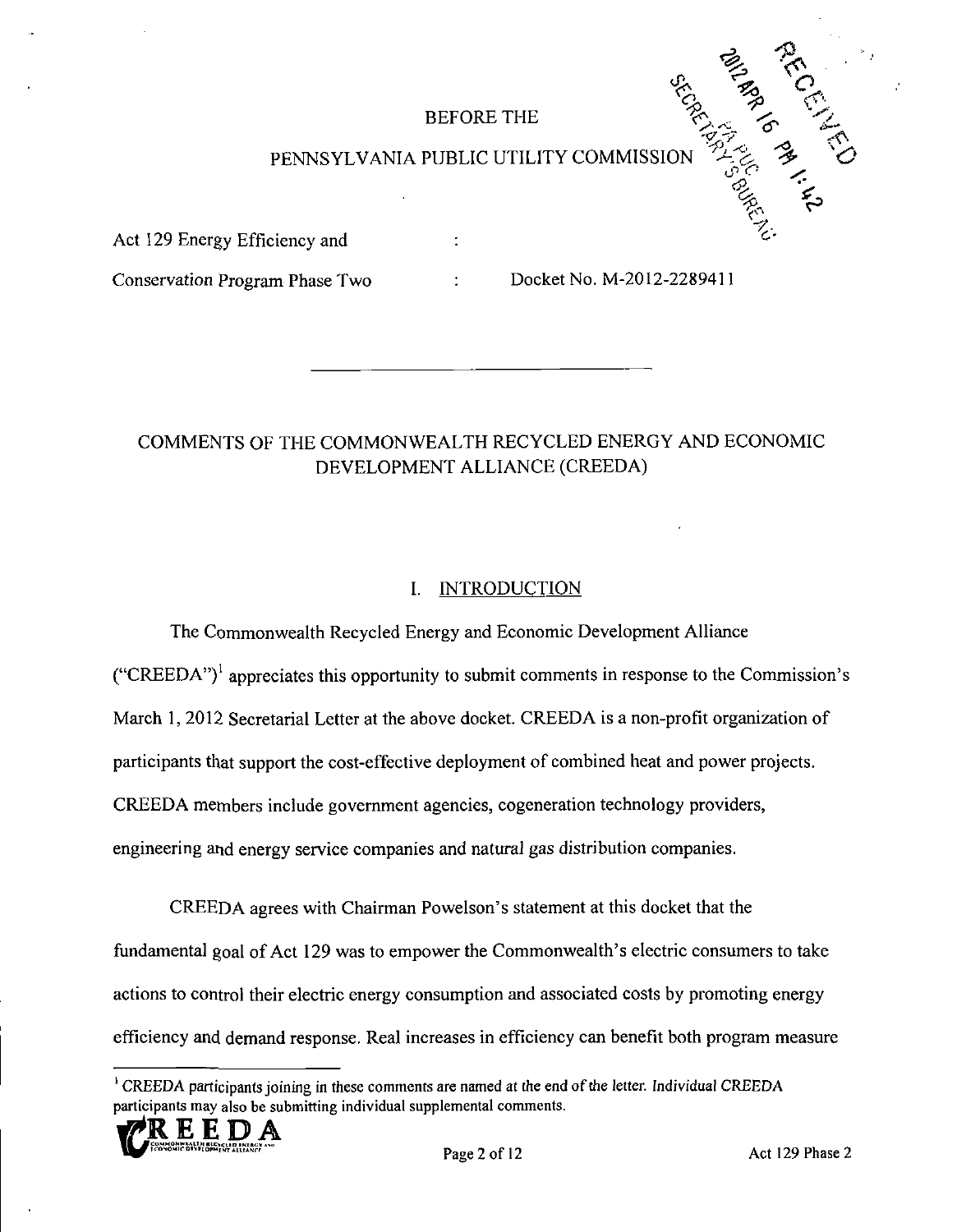BEFORE THE

PENNSYLVANIA PUBLIC UTILITY COMMISSION

| | | |
|---|---|---|
| Act 129 Energy Efficiency and | : | |
| Conservation Program Phase Two | : | Docket No. M-2012-2289411 |

---

## COMMENTS OF THE COMMONWEALTH RECYCLED ENERGY AND ECONOMIC DEVELOPMENT ALLIANCE (CREEDA)

### I. INTRODUCTION

The Commonwealth Recycled Energy and Economic Development Alliance ("CREEDA")[1] appreciates this opportunity to submit comments in response to the Commission's March 1, 2012 Secretarial Letter at the above docket. CREEDA is a non-profit organization of participants that support the cost-effective deployment of combined heat and power projects. CREEDA members include government agencies, cogeneration technology providers, engineering and energy service companies and natural gas distribution companies.

CREEDA agrees with Chairman Powelson's statement at this docket that the fundamental goal of Act 129 was to empower the Commonwealth's electric consumers to take actions to control their electric energy consumption and associated costs by promoting energy efficiency and demand response. Real increases in efficiency can benefit both program measure

[1] CREEDA participants joining in these comments are named at the end of the letter. Individual CREEDA participants may also be submitting individual supplemental comments.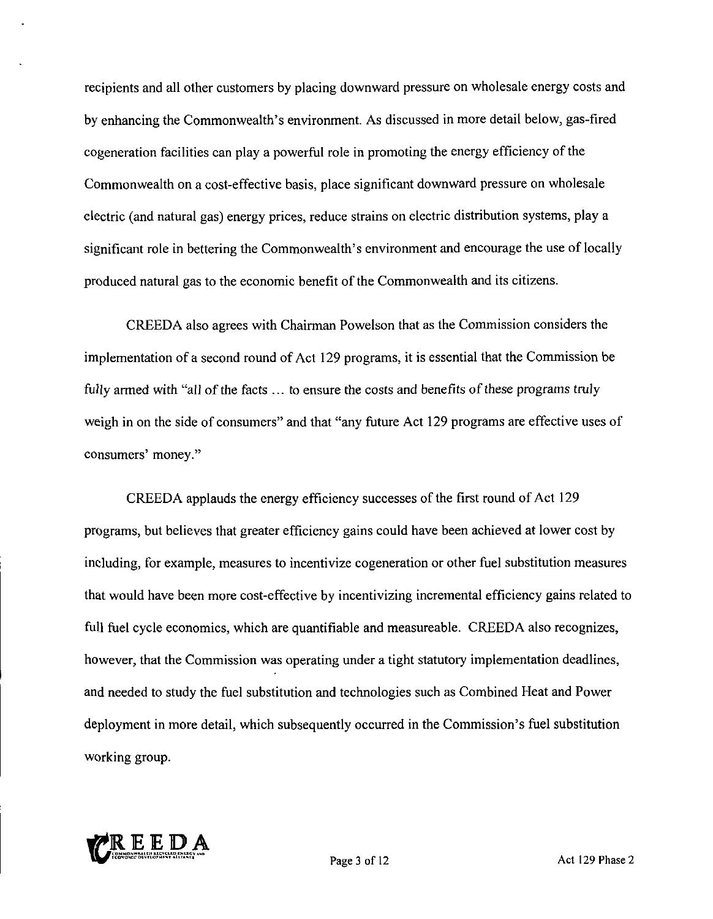recipients and all other customers by placing downward pressure on wholesale energy costs and by enhancing the Commonwealth's environment. As discussed in more detail below, gas-fired cogeneration facilities can play a powerful role in promoting the energy efficiency of the Commonwealth on a cost-effective basis, place significant downward pressure on wholesale electric (and natural gas) energy prices, reduce strains on electric distribution systems, play a significant role in bettering the Commonwealth's environment and encourage the use of locally produced natural gas to the economic benefit of the Commonwealth and its citizens.

CREEDA also agrees with Chairman Powelson that as the Commission considers the implementation of a second round of Act 129 programs, it is essential that the Commission be fully armed with "all of the facts ... to ensure the costs and benefits of these programs truly weigh in on the side of consumers" and that "any future Act 129 programs are effective uses of consumers' money."

CREEDA applauds the energy efficiency successes of the first round of Act 129 programs, but believes that greater efficiency gains could have been achieved at lower cost by including, for example, measures to incentivize cogeneration or other fuel substitution measures that would have been more cost-effective by incentivizing incremental efficiency gains related to full fuel cycle economics, which are quantifiable and measureable. CREEDA also recognizes, however, that the Commission was operating under a tight statutory implementation deadlines, and needed to study the fuel substitution and technologies such as Combined Heat and Power deployment in more detail, which subsequently occurred in the Commission's fuel substitution working group.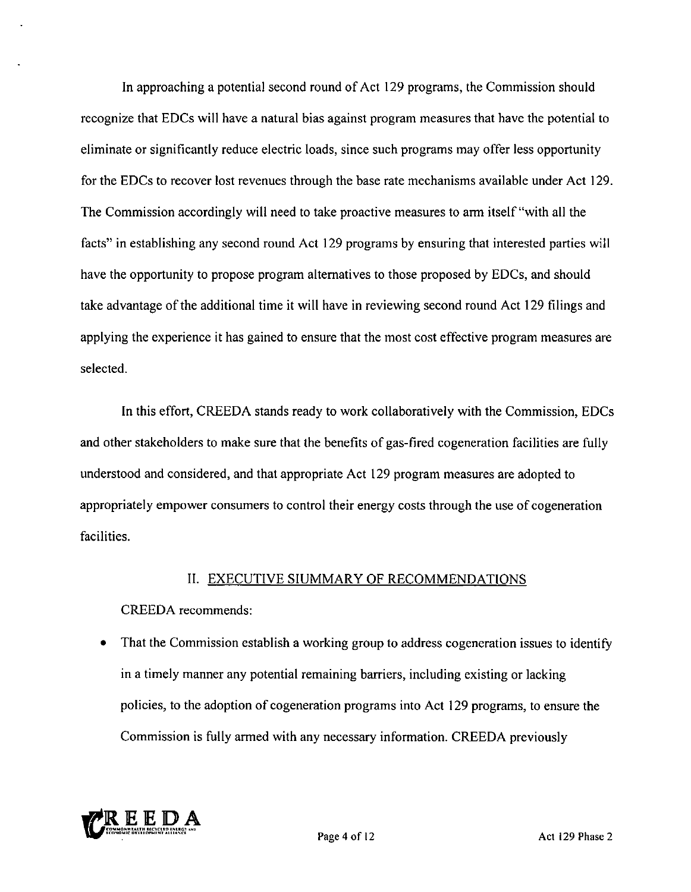In approaching a potential second round of Act 129 programs, the Commission should recognize that EDCs will have a natural bias against program measures that have the potential to eliminate or significantly reduce electric loads, since such programs may offer less opportunity for the EDCs to recover lost revenues through the base rate mechanisms available under Act 129. The Commission accordingly will need to take proactive measures to arm itself "with all the facts" in establishing any second round Act 129 programs by ensuring that interested parties will have the opportunity to propose program alternatives to those proposed by EDCs, and should take advantage of the additional time it will have in reviewing second round Act 129 filings and applying the experience it has gained to ensure that the most cost effective program measures are selected.

In this effort, CREEDA stands ready to work collaboratively with the Commission, EDCs and other stakeholders to make sure that the benefits of gas-fired cogeneration facilities are fully understood and considered, and that appropriate Act 129 program measures are adopted to appropriately empower consumers to control their energy costs through the use of cogeneration facilities.

## II. EXECUTIVE SIUMMARY OF RECOMMENDATIONS

CREEDA recommends:

- That the Commission establish a working group to address cogeneration issues to identify in a timely manner any potential remaining barriers, including existing or lacking policies, to the adoption of cogeneration programs into Act 129 programs, to ensure the Commission is fully armed with any necessary information. CREEDA previously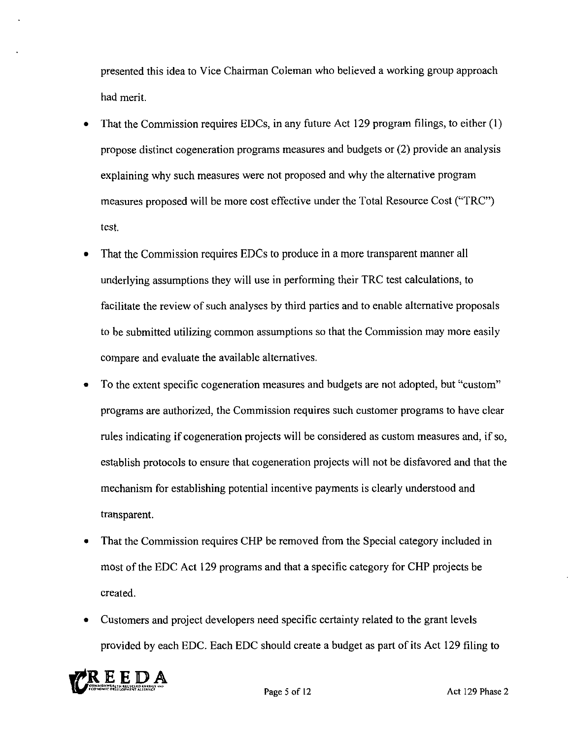presented this idea to Vice Chairman Coleman who believed a working group approach had merit.

- That the Commission requires EDCs, in any future Act 129 program filings, to either (1) propose distinct cogeneration programs measures and budgets or (2) provide an analysis explaining why such measures were not proposed and why the alternative program measures proposed will be more cost effective under the Total Resource Cost ("TRC") test.
- That the Commission requires EDCs to produce in a more transparent manner all underlying assumptions they will use in performing their TRC test calculations, to facilitate the review of such analyses by third parties and to enable alternative proposals to be submitted utilizing common assumptions so that the Commission may more easily compare and evaluate the available alternatives.
- To the extent specific cogeneration measures and budgets are not adopted, but "custom" programs are authorized, the Commission requires such customer programs to have clear rules indicating if cogeneration projects will be considered as custom measures and, if so, establish protocols to ensure that cogeneration projects will not be disfavored and that the mechanism for establishing potential incentive payments is clearly understood and transparent.
- That the Commission requires CHP be removed from the Special category included in most of the EDC Act 129 programs and that a specific category for CHP projects be created.
- Customers and project developers need specific certainty related to the grant levels provided by each EDC. Each EDC should create a budget as part of its Act 129 filing to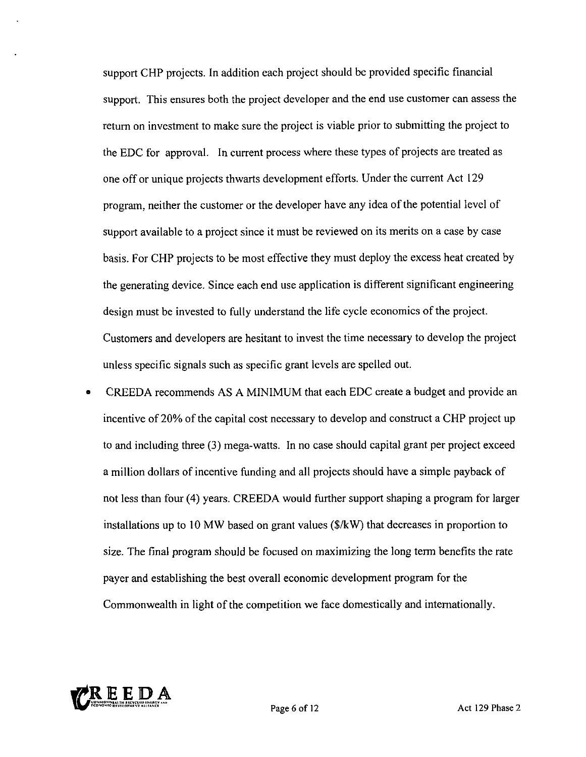support CHP projects. In addition each project should be provided specific financial support. This ensures both the project developer and the end use customer can assess the return on investment to make sure the project is viable prior to submitting the project to the EDC for approval. In current process where these types of projects are treated as one off or unique projects thwarts development efforts. Under the current Act 129 program, neither the customer or the developer have any idea of the potential level of support available to a project since it must be reviewed on its merits on a case by case basis. For CHP projects to be most effective they must deploy the excess heat created by the generating device. Since each end use application is different significant engineering design must be invested to fully understand the life cycle economics of the project. Customers and developers are hesitant to invest the time necessary to develop the project unless specific signals such as specific grant levels are spelled out.

- CREEDA recommends AS A MINIMUM that each EDC create a budget and provide an incentive of 20% of the capital cost necessary to develop and construct a CHP project up to and including three (3) mega-watts. In no case should capital grant per project exceed a million dollars of incentive funding and all projects should have a simple payback of not less than four (4) years. CREEDA would further support shaping a program for larger installations up to 10 MW based on grant values ($/kW) that decreases in proportion to size. The final program should be focused on maximizing the long term benefits the rate payer and establishing the best overall economic development program for the Commonwealth in light of the competition we face domestically and internationally.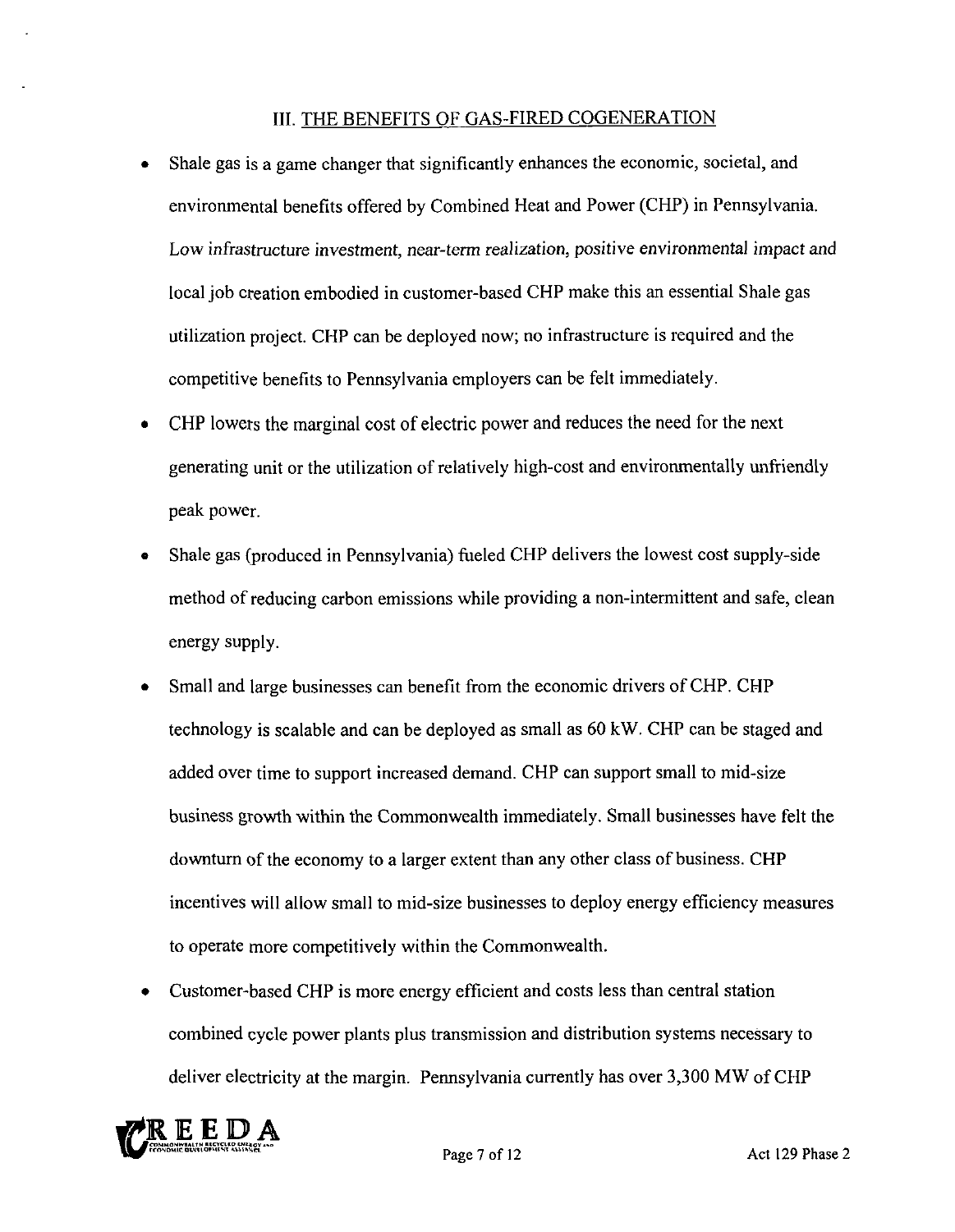## III. THE BENEFITS OF GAS-FIRED COGENERATION

- Shale gas is a game changer that significantly enhances the economic, societal, and environmental benefits offered by Combined Heat and Power (CHP) in Pennsylvania. Low infrastructure investment, near-term realization, positive environmental impact and local job creation embodied in customer-based CHP make this an essential Shale gas utilization project. CHP can be deployed now; no infrastructure is required and the competitive benefits to Pennsylvania employers can be felt immediately.
- CHP lowers the marginal cost of electric power and reduces the need for the next generating unit or the utilization of relatively high-cost and environmentally unfriendly peak power.
- Shale gas (produced in Pennsylvania) fueled CHP delivers the lowest cost supply-side method of reducing carbon emissions while providing a non-intermittent and safe, clean energy supply.
- Small and large businesses can benefit from the economic drivers of CHP. CHP technology is scalable and can be deployed as small as 60 kW. CHP can be staged and added over time to support increased demand. CHP can support small to mid-size business growth within the Commonwealth immediately. Small businesses have felt the downturn of the economy to a larger extent than any other class of business. CHP incentives will allow small to mid-size businesses to deploy energy efficiency measures to operate more competitively within the Commonwealth.
- Customer-based CHP is more energy efficient and costs less than central station combined cycle power plants plus transmission and distribution systems necessary to deliver electricity at the margin. Pennsylvania currently has over 3,300 MW of CHP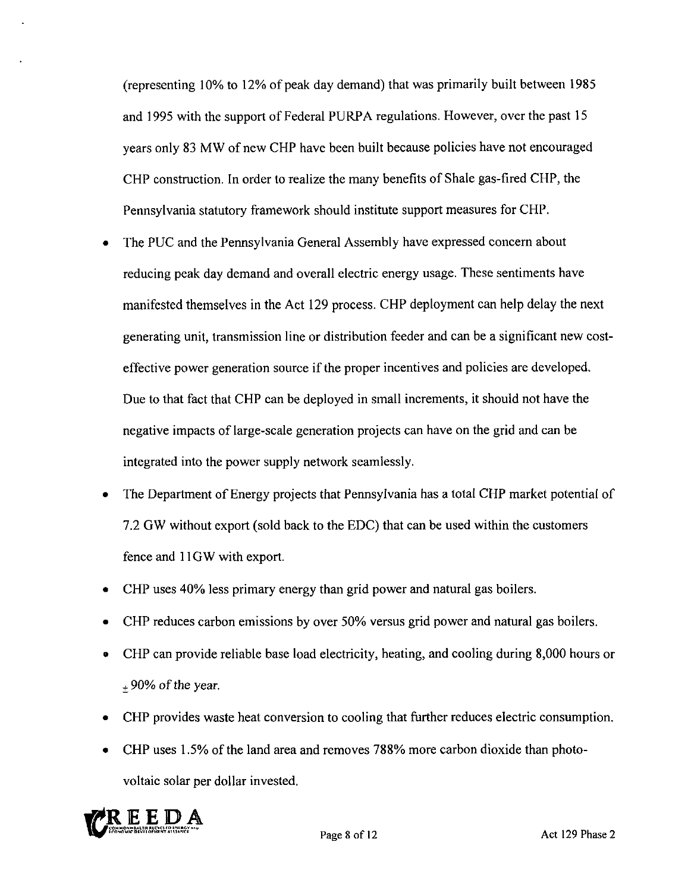(representing 10% to 12% of peak day demand) that was primarily built between 1985 and 1995 with the support of Federal PURPA regulations. However, over the past 15 years only 83 MW of new CHP have been built because policies have not encouraged CHP construction. In order to realize the many benefits of Shale gas-fired CHP, the Pennsylvania statutory framework should institute support measures for CHP.

- The PUC and the Pennsylvania General Assembly have expressed concern about reducing peak day demand and overall electric energy usage. These sentiments have manifested themselves in the Act 129 process. CHP deployment can help delay the next generating unit, transmission line or distribution feeder and can be a significant new cost-effective power generation source if the proper incentives and policies are developed. Due to that fact that CHP can be deployed in small increments, it should not have the negative impacts of large-scale generation projects can have on the grid and can be integrated into the power supply network seamlessly.
- The Department of Energy projects that Pennsylvania has a total CHP market potential of 7.2 GW without export (sold back to the EDC) that can be used within the customers fence and 11GW with export.
- CHP uses 40% less primary energy than grid power and natural gas boilers.
- CHP reduces carbon emissions by over 50% versus grid power and natural gas boilers.
- CHP can provide reliable base load electricity, heating, and cooling during 8,000 hours or ± 90% of the year.
- CHP provides waste heat conversion to cooling that further reduces electric consumption.
- CHP uses 1.5% of the land area and removes 788% more carbon dioxide than photo-voltaic solar per dollar invested.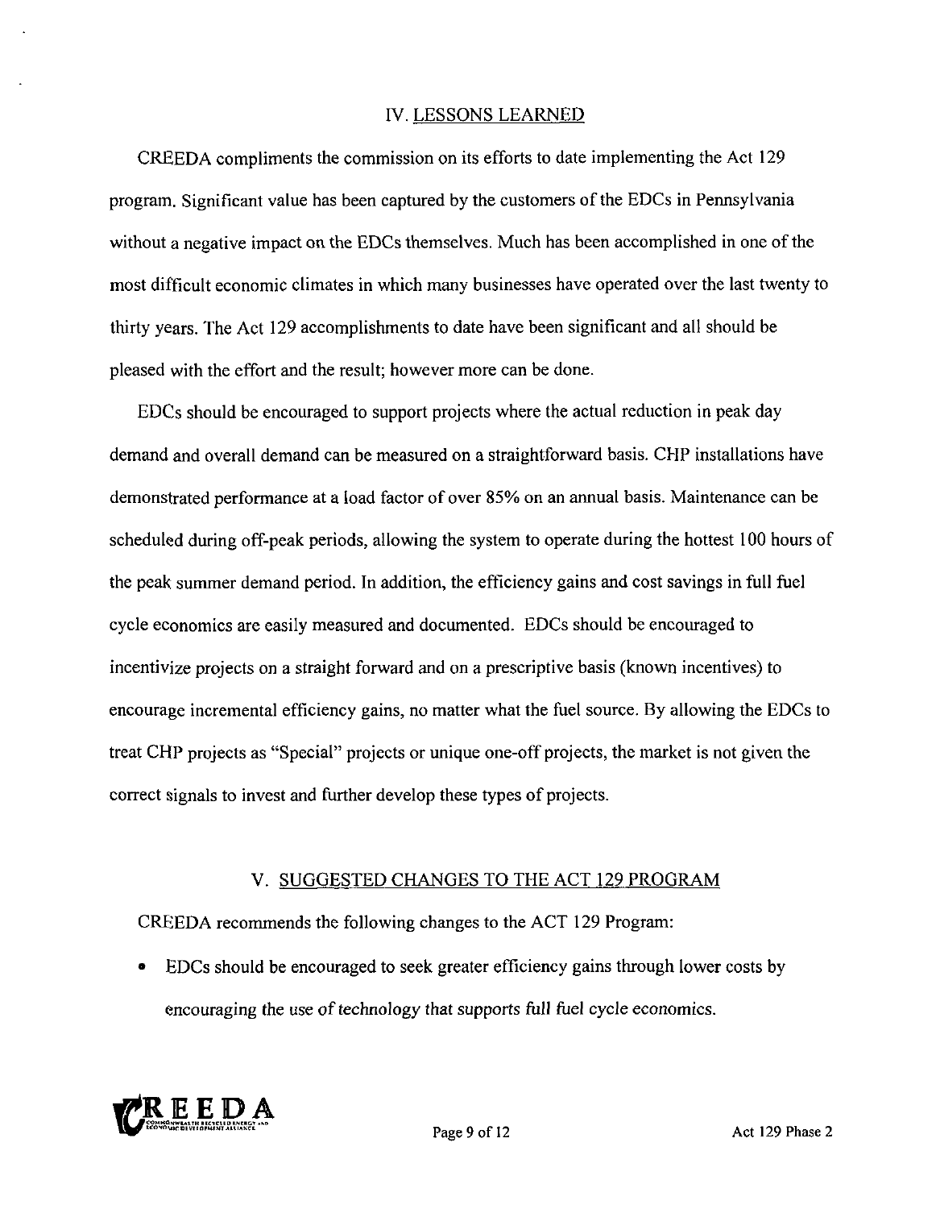## IV. LESSONS LEARNED

CREEDA compliments the commission on its efforts to date implementing the Act 129 program. Significant value has been captured by the customers of the EDCs in Pennsylvania without a negative impact on the EDCs themselves. Much has been accomplished in one of the most difficult economic climates in which many businesses have operated over the last twenty to thirty years. The Act 129 accomplishments to date have been significant and all should be pleased with the effort and the result; however more can be done.

EDCs should be encouraged to support projects where the actual reduction in peak day demand and overall demand can be measured on a straightforward basis. CHP installations have demonstrated performance at a load factor of over 85% on an annual basis. Maintenance can be scheduled during off-peak periods, allowing the system to operate during the hottest 100 hours of the peak summer demand period. In addition, the efficiency gains and cost savings in full fuel cycle economics are easily measured and documented. EDCs should be encouraged to incentivize projects on a straight forward and on a prescriptive basis (known incentives) to encourage incremental efficiency gains, no matter what the fuel source. By allowing the EDCs to treat CHP projects as "Special" projects or unique one-off projects, the market is not given the correct signals to invest and further develop these types of projects.

## V. SUGGESTED CHANGES TO THE ACT 129 PROGRAM

CREEDA recommends the following changes to the ACT 129 Program:

- EDCs should be encouraged to seek greater efficiency gains through lower costs by encouraging the use of technology that supports full fuel cycle economics.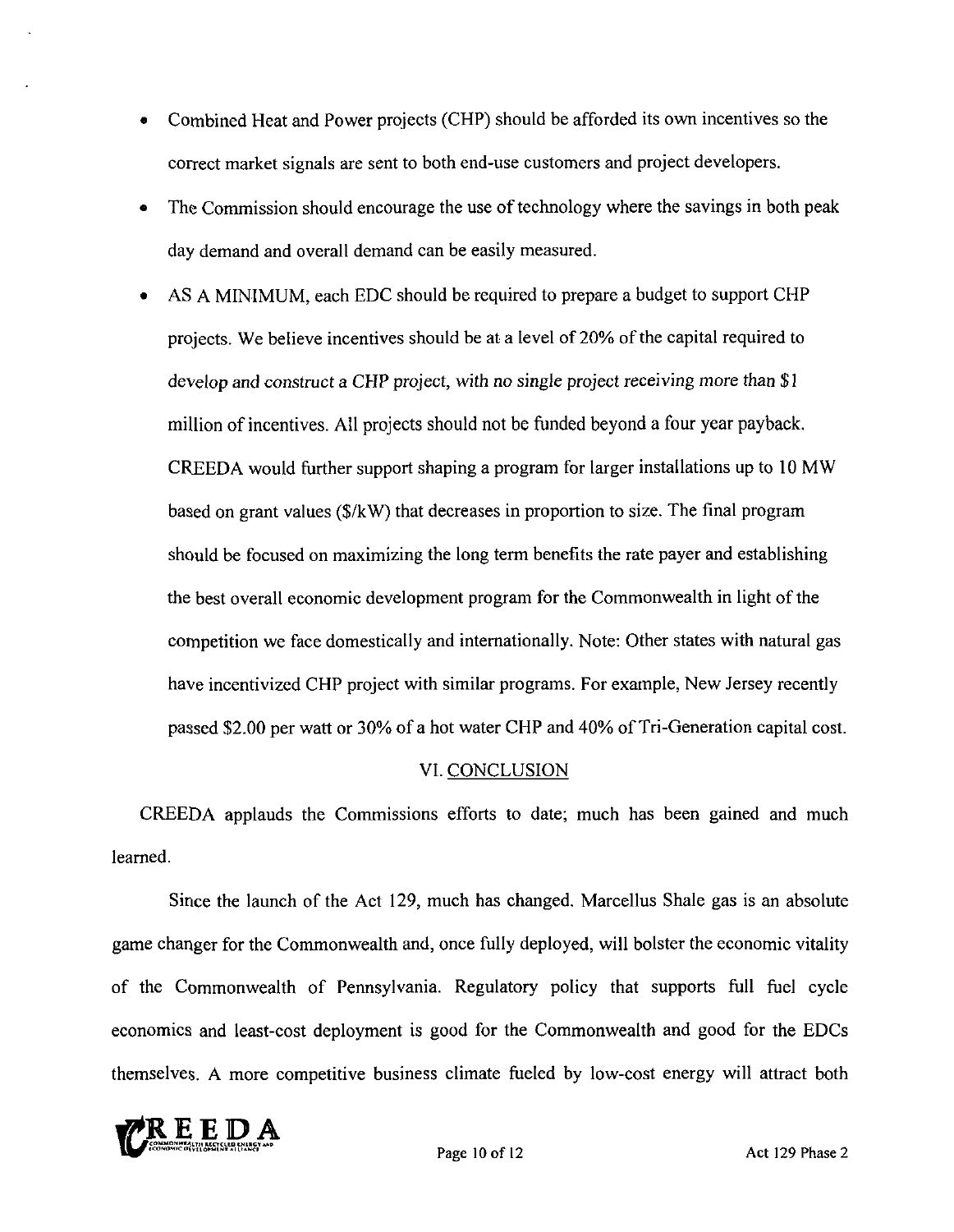- Combined Heat and Power projects (CHP) should be afforded its own incentives so the correct market signals are sent to both end-use customers and project developers.
- The Commission should encourage the use of technology where the savings in both peak day demand and overall demand can be easily measured.
- AS A MINIMUM, each EDC should be required to prepare a budget to support CHP projects. We believe incentives should be at a level of 20% of the capital required to develop and construct a CHP project, with no single project receiving more than $1 million of incentives. All projects should not be funded beyond a four year payback. CREEDA would further support shaping a program for larger installations up to 10 MW based on grant values ($/kW) that decreases in proportion to size. The final program should be focused on maximizing the long term benefits the rate payer and establishing the best overall economic development program for the Commonwealth in light of the competition we face domestically and internationally. Note: Other states with natural gas have incentivized CHP project with similar programs. For example, New Jersey recently passed $2.00 per watt or 30% of a hot water CHP and 40% of Tri-Generation capital cost.

## VI. CONCLUSION

CREEDA applauds the Commissions efforts to date; much has been gained and much learned.

Since the launch of the Act 129, much has changed. Marcellus Shale gas is an absolute game changer for the Commonwealth and, once fully deployed, will bolster the economic vitality of the Commonwealth of Pennsylvania. Regulatory policy that supports full fuel cycle economics and least-cost deployment is good for the Commonwealth and good for the EDCs themselves. A more competitive business climate fueled by low-cost energy will attract both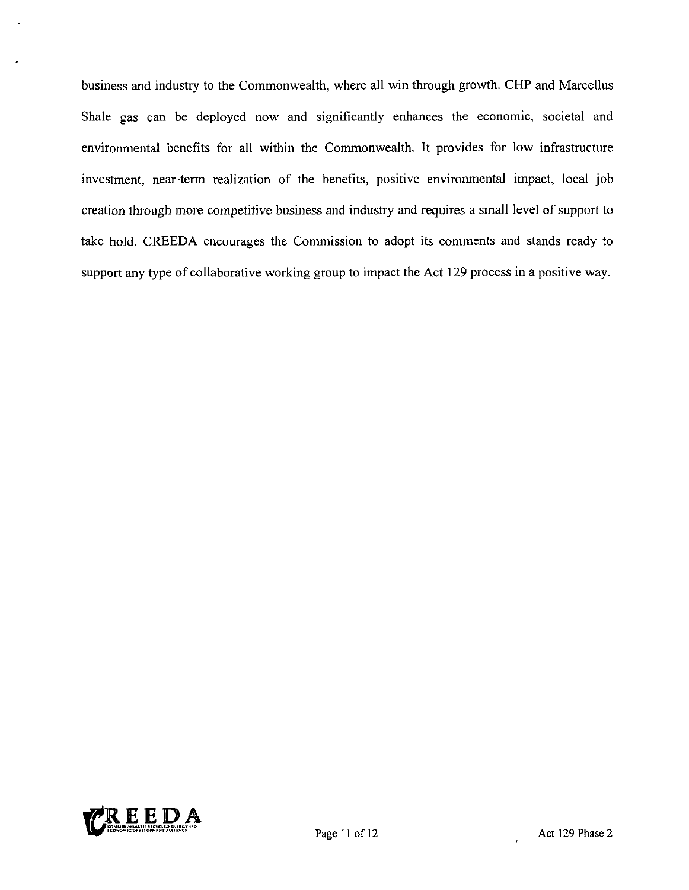business and industry to the Commonwealth, where all win through growth. CHP and Marcellus Shale gas can be deployed now and significantly enhances the economic, societal and environmental benefits for all within the Commonwealth. It provides for low infrastructure investment, near-term realization of the benefits, positive environmental impact, local job creation through more competitive business and industry and requires a small level of support to take hold. CREEDA encourages the Commission to adopt its comments and stands ready to support any type of collaborative working group to impact the Act 129 process in a positive way.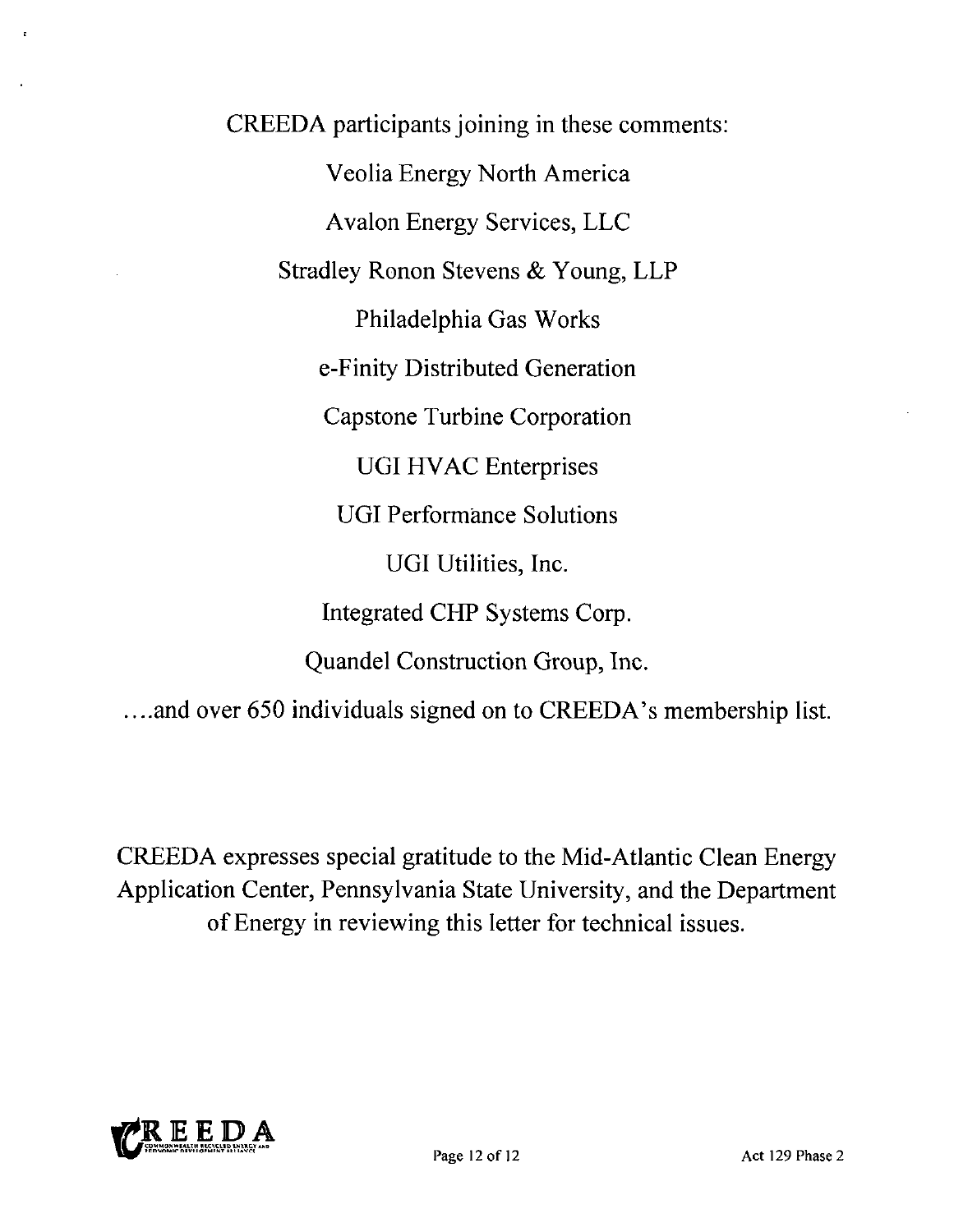CREEDA participants joining in these comments:

Veolia Energy North America

Avalon Energy Services, LLC

Stradley Ronon Stevens & Young, LLP

Philadelphia Gas Works

e-Finity Distributed Generation

Capstone Turbine Corporation

UGI HVAC Enterprises

UGI Performance Solutions

UGI Utilities, Inc.

Integrated CHP Systems Corp.

Quandel Construction Group, Inc.

….and over 650 individuals signed on to CREEDA's membership list.

CREEDA expresses special gratitude to the Mid-Atlantic Clean Energy Application Center, Pennsylvania State University, and the Department of Energy in reviewing this letter for technical issues.